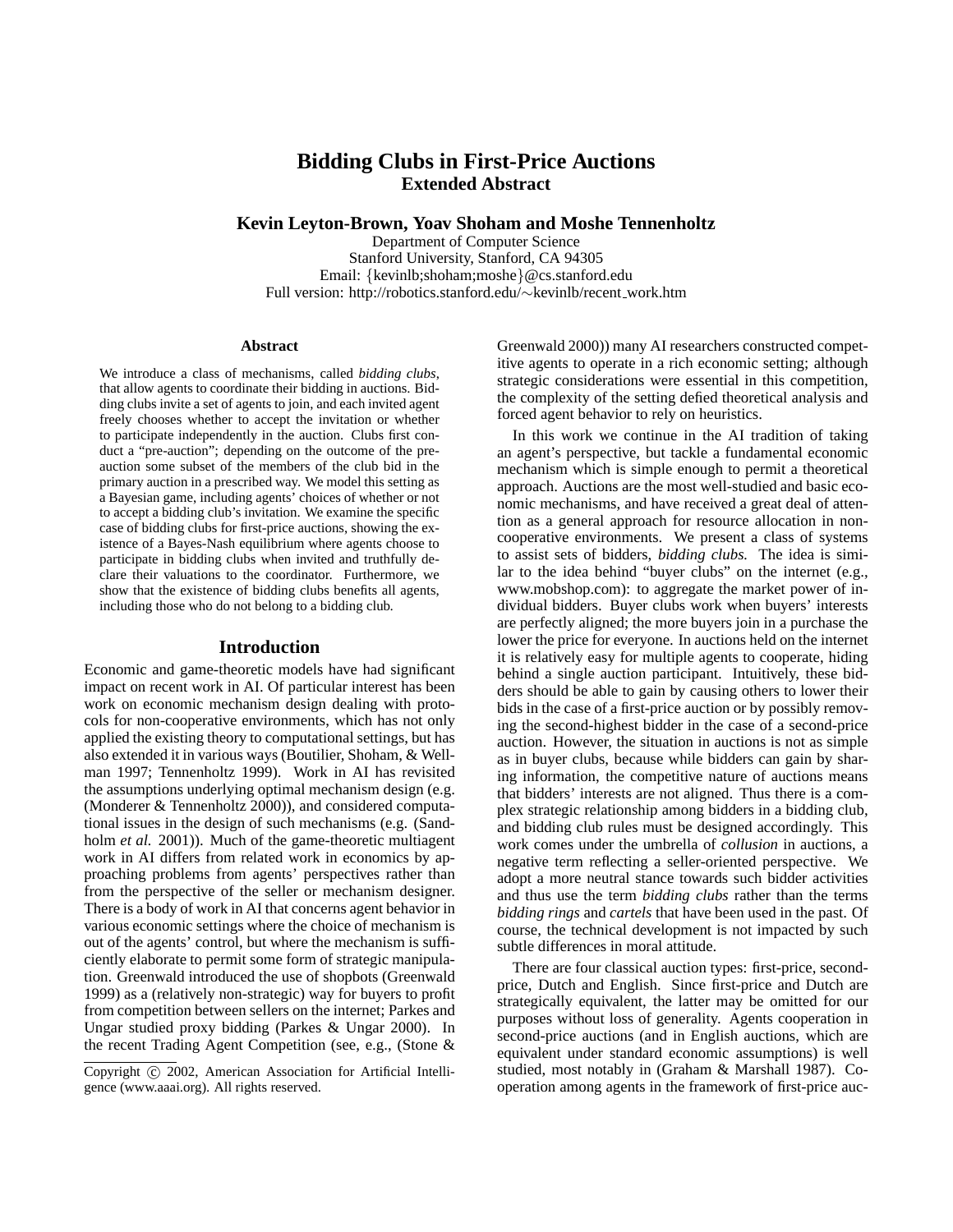# Bidding Clubs in First-Price Auctions
## Extended Abstract

**Kevin Leyton-Brown, Yoav Shoham and Moshe Tennenholtz**

Department of Computer Science
Stanford University, Stanford, CA 94305
Email: {kevinlb;shoham;moshe}@cs.stanford.edu
Full version: http://robotics.stanford.edu/∼kevinlb/recent_work.htm

### Abstract

We introduce a class of mechanisms, called *bidding clubs*, that allow agents to coordinate their bidding in auctions. Bidding clubs invite a set of agents to join, and each invited agent freely chooses whether to accept the invitation or whether to participate independently in the auction. Clubs first conduct a "pre-auction"; depending on the outcome of the pre-auction some subset of the members of the club bid in the primary auction in a prescribed way. We model this setting as a Bayesian game, including agents' choices of whether or not to accept a bidding club's invitation. We examine the specific case of bidding clubs for first-price auctions, showing the existence of a Bayes-Nash equilibrium where agents choose to participate in bidding clubs when invited and truthfully declare their valuations to the coordinator. Furthermore, we show that the existence of bidding clubs benefits all agents, including those who do not belong to a bidding club.

## Introduction

Economic and game-theoretic models have had significant impact on recent work in AI. Of particular interest has been work on economic mechanism design dealing with protocols for non-cooperative environments, which has not only applied the existing theory to computational settings, but has also extended it in various ways (Boutilier, Shoham, & Wellman 1997; Tennenholtz 1999). Work in AI has revisited the assumptions underlying optimal mechanism design (e.g. (Monderer & Tennenholtz 2000)), and considered computational issues in the design of such mechanisms (e.g. (Sandholm *et al.* 2001)). Much of the game-theoretic multiagent work in AI differs from related work in economics by approaching problems from agents' perspectives rather than from the perspective of the seller or mechanism designer. There is a body of work in AI that concerns agent behavior in various economic settings where the choice of mechanism is out of the agents' control, but where the mechanism is sufficiently elaborate to permit some form of strategic manipulation. Greenwald introduced the use of shopbots (Greenwald 1999) as a (relatively non-strategic) way for buyers to profit from competition between sellers on the internet; Parkes and Ungar studied proxy bidding (Parkes & Ungar 2000). In the recent Trading Agent Competition (see, e.g., (Stone & Greenwald 2000)) many AI researchers constructed competitive agents to operate in a rich economic setting; although strategic considerations were essential in this competition, the complexity of the setting defied theoretical analysis and forced agent behavior to rely on heuristics.

In this work we continue in the AI tradition of taking an agent's perspective, but tackle a fundamental economic mechanism which is simple enough to permit a theoretical approach. Auctions are the most well-studied and basic economic mechanisms, and have received a great deal of attention as a general approach for resource allocation in non-cooperative environments. We present a class of systems to assist sets of bidders, *bidding clubs.* The idea is similar to the idea behind "buyer clubs" on the internet (e.g., www.mobshop.com): to aggregate the market power of individual bidders. Buyer clubs work when buyers' interests are perfectly aligned; the more buyers join in a purchase the lower the price for everyone. In auctions held on the internet it is relatively easy for multiple agents to cooperate, hiding behind a single auction participant. Intuitively, these bidders should be able to gain by causing others to lower their bids in the case of a first-price auction or by possibly removing the second-highest bidder in the case of a second-price auction. However, the situation in auctions is not as simple as in buyer clubs, because while bidders can gain by sharing information, the competitive nature of auctions means that bidders' interests are not aligned. Thus there is a complex strategic relationship among bidders in a bidding club, and bidding club rules must be designed accordingly. This work comes under the umbrella of *collusion* in auctions, a negative term reflecting a seller-oriented perspective. We adopt a more neutral stance towards such bidder activities and thus use the term *bidding clubs* rather than the terms *bidding rings* and *cartels* that have been used in the past. Of course, the technical development is not impacted by such subtle differences in moral attitude.

There are four classical auction types: first-price, second-price, Dutch and English. Since first-price and Dutch are strategically equivalent, the latter may be omitted for our purposes without loss of generality. Agents cooperation in second-price auctions (and in English auctions, which are equivalent under standard economic assumptions) is well studied, most notably in (Graham & Marshall 1987). Cooperation among agents in the framework of first-price auc-

Copyright © 2002, American Association for Artificial Intelligence (www.aaai.org). All rights reserved.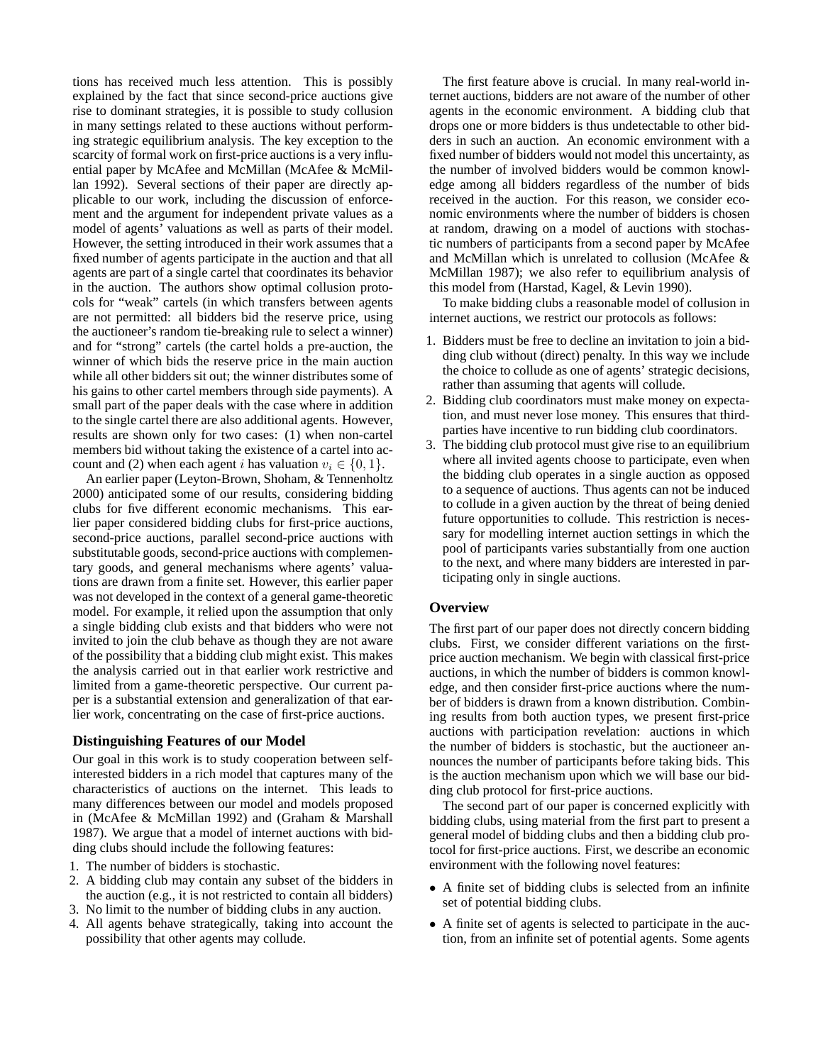tions has received much less attention. This is possibly explained by the fact that since second-price auctions give rise to dominant strategies, it is possible to study collusion in many settings related to these auctions without performing strategic equilibrium analysis. The key exception to the scarcity of formal work on first-price auctions is a very influential paper by McAfee and McMillan (McAfee & McMillan 1992). Several sections of their paper are directly applicable to our work, including the discussion of enforcement and the argument for independent private values as a model of agents' valuations as well as parts of their model. However, the setting introduced in their work assumes that a fixed number of agents participate in the auction and that all agents are part of a single cartel that coordinates its behavior in the auction. The authors show optimal collusion protocols for "weak" cartels (in which transfers between agents are not permitted: all bidders bid the reserve price, using the auctioneer's random tie-breaking rule to select a winner) and for "strong" cartels (the cartel holds a pre-auction, the winner of which bids the reserve price in the main auction while all other bidders sit out; the winner distributes some of his gains to other cartel members through side payments). A small part of the paper deals with the case where in addition to the single cartel there are also additional agents. However, results are shown only for two cases: (1) when non-cartel members bid without taking the existence of a cartel into account and (2) when each agent $i$ has valuation $v_i \in \{0, 1\}$.

An earlier paper (Leyton-Brown, Shoham, & Tennenholtz 2000) anticipated some of our results, considering bidding clubs for five different economic mechanisms. This earlier paper considered bidding clubs for first-price auctions, second-price auctions, parallel second-price auctions with substitutable goods, second-price auctions with complementary goods, and general mechanisms where agents' valuations are drawn from a finite set. However, this earlier paper was not developed in the context of a general game-theoretic model. For example, it relied upon the assumption that only a single bidding club exists and that bidders who were not invited to join the club behave as though they are not aware of the possibility that a bidding club might exist. This makes the analysis carried out in that earlier work restrictive and limited from a game-theoretic perspective. Our current paper is a substantial extension and generalization of that earlier work, concentrating on the case of first-price auctions.

## Distinguishing Features of our Model

Our goal in this work is to study cooperation between self-interested bidders in a rich model that captures many of the characteristics of auctions on the internet. This leads to many differences between our model and models proposed in (McAfee & McMillan 1992) and (Graham & Marshall 1987). We argue that a model of internet auctions with bidding clubs should include the following features:

1. The number of bidders is stochastic.
2. A bidding club may contain any subset of the bidders in the auction (e.g., it is not restricted to contain all bidders)
3. No limit to the number of bidding clubs in any auction.
4. All agents behave strategically, taking into account the possibility that other agents may collude.

The first feature above is crucial. In many real-world internet auctions, bidders are not aware of the number of other agents in the economic environment. A bidding club that drops one or more bidders is thus undetectable to other bidders in such an auction. An economic environment with a fixed number of bidders would not model this uncertainty, as the number of involved bidders would be common knowledge among all bidders regardless of the number of bids received in the auction. For this reason, we consider economic environments where the number of bidders is chosen at random, drawing on a model of auctions with stochastic numbers of participants from a second paper by McAfee and McMillan which is unrelated to collusion (McAfee & McMillan 1987); we also refer to equilibrium analysis of this model from (Harstad, Kagel, & Levin 1990).

To make bidding clubs a reasonable model of collusion in internet auctions, we restrict our protocols as follows:

1. Bidders must be free to decline an invitation to join a bidding club without (direct) penalty. In this way we include the choice to collude as one of agents' strategic decisions, rather than assuming that agents will collude.
2. Bidding club coordinators must make money on expectation, and must never lose money. This ensures that third-parties have incentive to run bidding club coordinators.
3. The bidding club protocol must give rise to an equilibrium where all invited agents choose to participate, even when the bidding club operates in a single auction as opposed to a sequence of auctions. Thus agents can not be induced to collude in a given auction by the threat of being denied future opportunities to collude. This restriction is necessary for modelling internet auction settings in which the pool of participants varies substantially from one auction to the next, and where many bidders are interested in participating only in single auctions.

## Overview

The first part of our paper does not directly concern bidding clubs. First, we consider different variations on the first-price auction mechanism. We begin with classical first-price auctions, in which the number of bidders is common knowledge, and then consider first-price auctions where the number of bidders is drawn from a known distribution. Combining results from both auction types, we present first-price auctions with participation revelation: auctions in which the number of bidders is stochastic, but the auctioneer announces the number of participants before taking bids. This is the auction mechanism upon which we will base our bidding club protocol for first-price auctions.

The second part of our paper is concerned explicitly with bidding clubs, using material from the first part to present a general model of bidding clubs and then a bidding club protocol for first-price auctions. First, we describe an economic environment with the following novel features:

- A finite set of bidding clubs is selected from an infinite set of potential bidding clubs.
- A finite set of agents is selected to participate in the auction, from an infinite set of potential agents. Some agents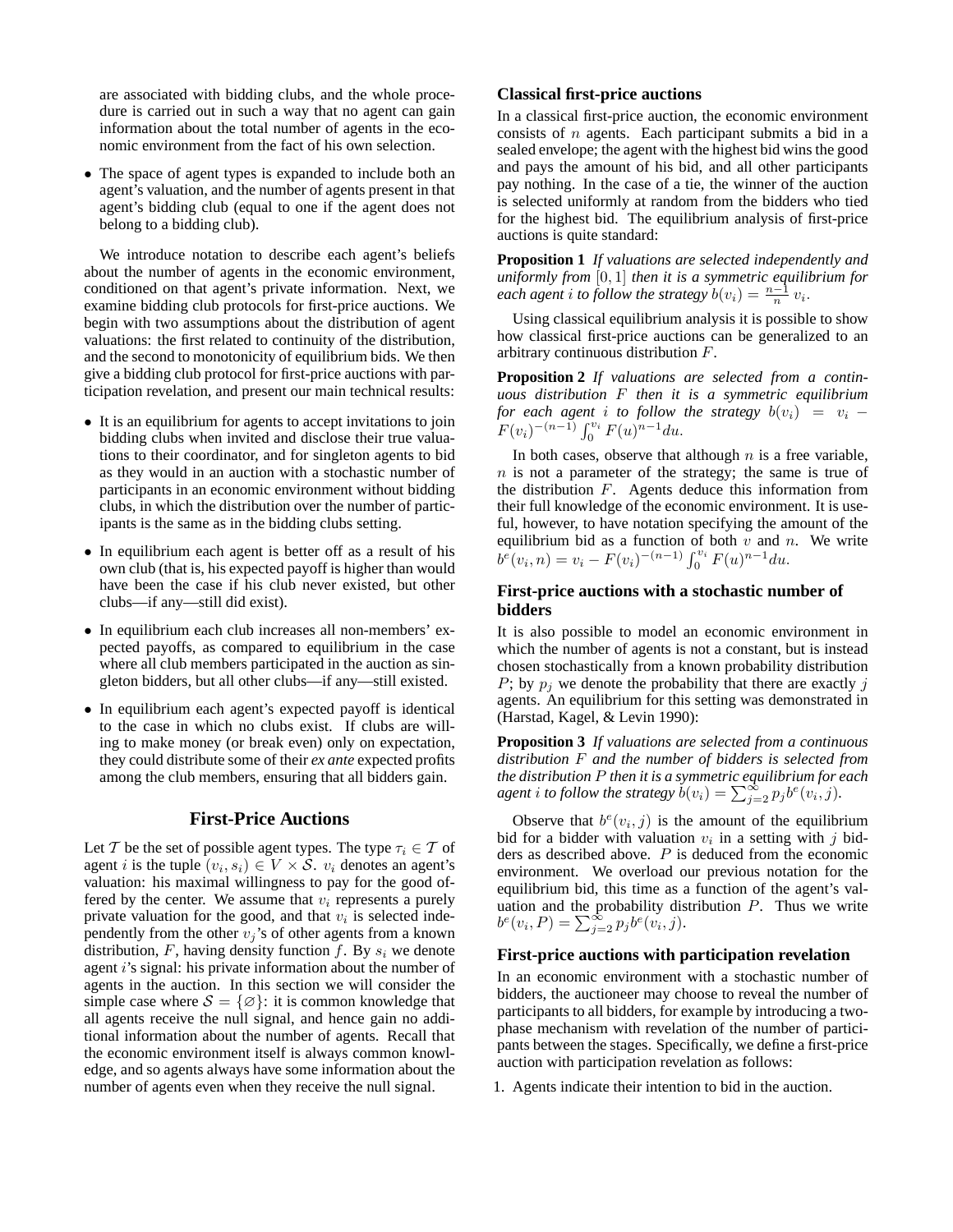are associated with bidding clubs, and the whole procedure is carried out in such a way that no agent can gain information about the total number of agents in the economic environment from the fact of his own selection.

- The space of agent types is expanded to include both an agent's valuation, and the number of agents present in that agent's bidding club (equal to one if the agent does not belong to a bidding club).

We introduce notation to describe each agent's beliefs about the number of agents in the economic environment, conditioned on that agent's private information. Next, we examine bidding club protocols for first-price auctions. We begin with two assumptions about the distribution of agent valuations: the first related to continuity of the distribution, and the second to monotonicity of equilibrium bids. We then give a bidding club protocol for first-price auctions with participation revelation, and present our main technical results:

- It is an equilibrium for agents to accept invitations to join bidding clubs when invited and disclose their true valuations to their coordinator, and for singleton agents to bid as they would in an auction with a stochastic number of participants in an economic environment without bidding clubs, in which the distribution over the number of participants is the same as in the bidding clubs setting.
- In equilibrium each agent is better off as a result of his own club (that is, his expected payoff is higher than would have been the case if his club never existed, but other clubs—if any—still did exist).
- In equilibrium each club increases all non-members' expected payoffs, as compared to equilibrium in the case where all club members participated in the auction as singleton bidders, but all other clubs—if any—still existed.
- In equilibrium each agent's expected payoff is identical to the case in which no clubs exist. If clubs are willing to make money (or break even) only on expectation, they could distribute some of their *ex ante* expected profits among the club members, ensuring that all bidders gain.

## First-Price Auctions

Let $\mathcal{T}$ be the set of possible agent types. The type $\tau_i \in \mathcal{T}$ of agent $i$ is the tuple $(v_i, s_i) \in V \times \mathcal{S}$. $v_i$ denotes an agent's valuation: his maximal willingness to pay for the good offered by the center. We assume that $v_i$ represents a purely private valuation for the good, and that $v_i$ is selected independently from the other $v_j$'s of other agents from a known distribution, $F$, having density function $f$. By $s_i$ we denote agent $i$'s signal: his private information about the number of agents in the auction. In this section we will consider the simple case where $\mathcal{S} = \{\varnothing\}$: it is common knowledge that all agents receive the null signal, and hence gain no additional information about the number of agents. Recall that the economic environment itself is always common knowledge, and so agents always have some information about the number of agents even when they receive the null signal.

### Classical first-price auctions

In a classical first-price auction, the economic environment consists of $n$ agents. Each participant submits a bid in a sealed envelope; the agent with the highest bid wins the good and pays the amount of his bid, and all other participants pay nothing. In the case of a tie, the winner of the auction is selected uniformly at random from the bidders who tied for the highest bid. The equilibrium analysis of first-price auctions is quite standard:

**Proposition 1** *If valuations are selected independently and uniformly from $[0, 1]$ then it is a symmetric equilibrium for each agent $i$ to follow the strategy $b(v_i) = \frac{n-1}{n} v_i$.*

Using classical equilibrium analysis it is possible to show how classical first-price auctions can be generalized to an arbitrary continuous distribution $F$.

**Proposition 2** *If valuations are selected from a continuous distribution $F$ then it is a symmetric equilibrium for each agent $i$ to follow the strategy $b(v_i) = v_i - F(v_i)^{-(n-1)} \int_0^{v_i} F(u)^{n-1} du$.*

In both cases, observe that although $n$ is a free variable, $n$ is not a parameter of the strategy; the same is true of the distribution $F$. Agents deduce this information from their full knowledge of the economic environment. It is useful, however, to have notation specifying the amount of the equilibrium bid as a function of both $v$ and $n$. We write $b^e(v_i, n) = v_i - F(v_i)^{-(n-1)} \int_0^{v_i} F(u)^{n-1} du$.

### First-price auctions with a stochastic number of bidders

It is also possible to model an economic environment in which the number of agents is not a constant, but is instead chosen stochastically from a known probability distribution $P$; by $p_j$ we denote the probability that there are exactly $j$ agents. An equilibrium for this setting was demonstrated in (Harstad, Kagel, & Levin 1990):

**Proposition 3** *If valuations are selected from a continuous distribution $F$ and the number of bidders is selected from the distribution $P$ then it is a symmetric equilibrium for each agent $i$ to follow the strategy $b(v_i) = \sum_{j=2}^{\infty} p_j b^e(v_i, j)$.*

Observe that $b^e(v_i, j)$ is the amount of the equilibrium bid for a bidder with valuation $v_i$ in a setting with $j$ bidders as described above. $P$ is deduced from the economic environment. We overload our previous notation for the equilibrium bid, this time as a function of the agent's valuation and the probability distribution $P$. Thus we write $b^e(v_i, P) = \sum_{j=2}^{\infty} p_j b^e(v_i, j)$.

### First-price auctions with participation revelation

In an economic environment with a stochastic number of bidders, the auctioneer may choose to reveal the number of participants to all bidders, for example by introducing a two-phase mechanism with revelation of the number of participants between the stages. Specifically, we define a first-price auction with participation revelation as follows:

1. Agents indicate their intention to bid in the auction.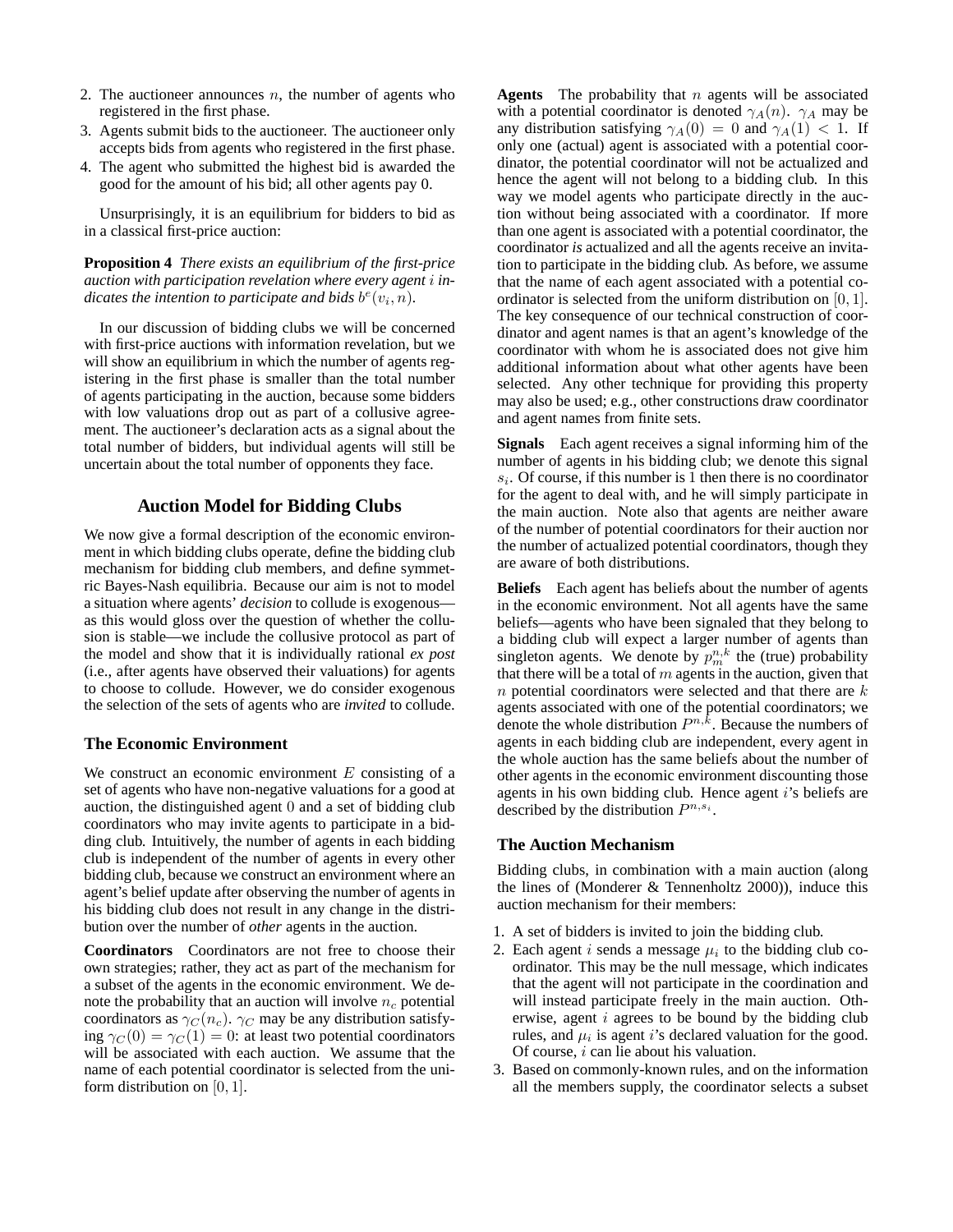2. The auctioneer announces $n$, the number of agents who registered in the first phase.
3. Agents submit bids to the auctioneer. The auctioneer only accepts bids from agents who registered in the first phase.
4. The agent who submitted the highest bid is awarded the good for the amount of his bid; all other agents pay 0.

Unsurprisingly, it is an equilibrium for bidders to bid as in a classical first-price auction:

**Proposition 4** *There exists an equilibrium of the first-price auction with participation revelation where every agent $i$ indicates the intention to participate and bids $b^e(v_i, n)$.*

In our discussion of bidding clubs we will be concerned with first-price auctions with information revelation, but we will show an equilibrium in which the number of agents registering in the first phase is smaller than the total number of agents participating in the auction, because some bidders with low valuations drop out as part of a collusive agreement. The auctioneer's declaration acts as a signal about the total number of bidders, but individual agents will still be uncertain about the total number of opponents they face.

## Auction Model for Bidding Clubs

We now give a formal description of the economic environment in which bidding clubs operate, define the bidding club mechanism for bidding club members, and define symmetric Bayes-Nash equilibria. Because our aim is not to model a situation where agents' *decision* to collude is exogenous—as this would gloss over the question of whether the collusion is stable—we include the collusive protocol as part of the model and show that it is individually rational *ex post* (i.e., after agents have observed their valuations) for agents to choose to collude. However, we do consider exogenous the selection of the sets of agents who are *invited* to collude.

### The Economic Environment

We construct an economic environment $E$ consisting of a set of agents who have non-negative valuations for a good at auction, the distinguished agent 0 and a set of bidding club coordinators who may invite agents to participate in a bidding club. Intuitively, the number of agents in each bidding club is independent of the number of agents in every other bidding club, because we construct an environment where an agent's belief update after observing the number of agents in his bidding club does not result in any change in the distribution over the number of *other* agents in the auction.

**Coordinators** Coordinators are not free to choose their own strategies; rather, they act as part of the mechanism for a subset of the agents in the economic environment. We denote the probability that an auction will involve $n_c$ potential coordinators as $\gamma_C(n_c)$. $\gamma_C$ may be any distribution satisfying $\gamma_C(0) = \gamma_C(1) = 0$: at least two potential coordinators will be associated with each auction. We assume that the name of each potential coordinator is selected from the uniform distribution on $[0, 1]$.

**Agents** The probability that $n$ agents will be associated with a potential coordinator is denoted $\gamma_A(n)$. $\gamma_A$ may be any distribution satisfying $\gamma_A(0) = 0$ and $\gamma_A(1) < 1$. If only one (actual) agent is associated with a potential coordinator, the potential coordinator will not be actualized and hence the agent will not belong to a bidding club. In this way we model agents who participate directly in the auction without being associated with a coordinator. If more than one agent is associated with a potential coordinator, the coordinator *is* actualized and all the agents receive an invitation to participate in the bidding club. As before, we assume that the name of each agent associated with a potential coordinator is selected from the uniform distribution on $[0, 1]$. The key consequence of our technical construction of coordinator and agent names is that an agent's knowledge of the coordinator with whom he is associated does not give him additional information about what other agents have been selected. Any other technique for providing this property may also be used; e.g., other constructions draw coordinator and agent names from finite sets.

**Signals** Each agent receives a signal informing him of the number of agents in his bidding club; we denote this signal $s_i$. Of course, if this number is 1 then there is no coordinator for the agent to deal with, and he will simply participate in the main auction. Note also that agents are neither aware of the number of potential coordinators for their auction nor the number of actualized potential coordinators, though they are aware of both distributions.

**Beliefs** Each agent has beliefs about the number of agents in the economic environment. Not all agents have the same beliefs—agents who have been signaled that they belong to a bidding club will expect a larger number of agents than singleton agents. We denote by $p_m^{n,k}$ the (true) probability that there will be a total of $m$ agents in the auction, given that $n$ potential coordinators were selected and that there are $k$ agents associated with one of the potential coordinators; we denote the whole distribution $P^{n,k}$. Because the numbers of agents in each bidding club are independent, every agent in the whole auction has the same beliefs about the number of other agents in the economic environment discounting those agents in his own bidding club. Hence agent $i$'s beliefs are described by the distribution $P^{n,s_i}$.

### The Auction Mechanism

Bidding clubs, in combination with a main auction (along the lines of (Monderer & Tennenholtz 2000)), induce this auction mechanism for their members:

1. A set of bidders is invited to join the bidding club.
2. Each agent $i$ sends a message $\mu_i$ to the bidding club coordinator. This may be the null message, which indicates that the agent will not participate in the coordination and will instead participate freely in the main auction. Otherwise, agent $i$ agrees to be bound by the bidding club rules, and $\mu_i$ is agent $i$'s declared valuation for the good. Of course, $i$ can lie about his valuation.
3. Based on commonly-known rules, and on the information all the members supply, the coordinator selects a subset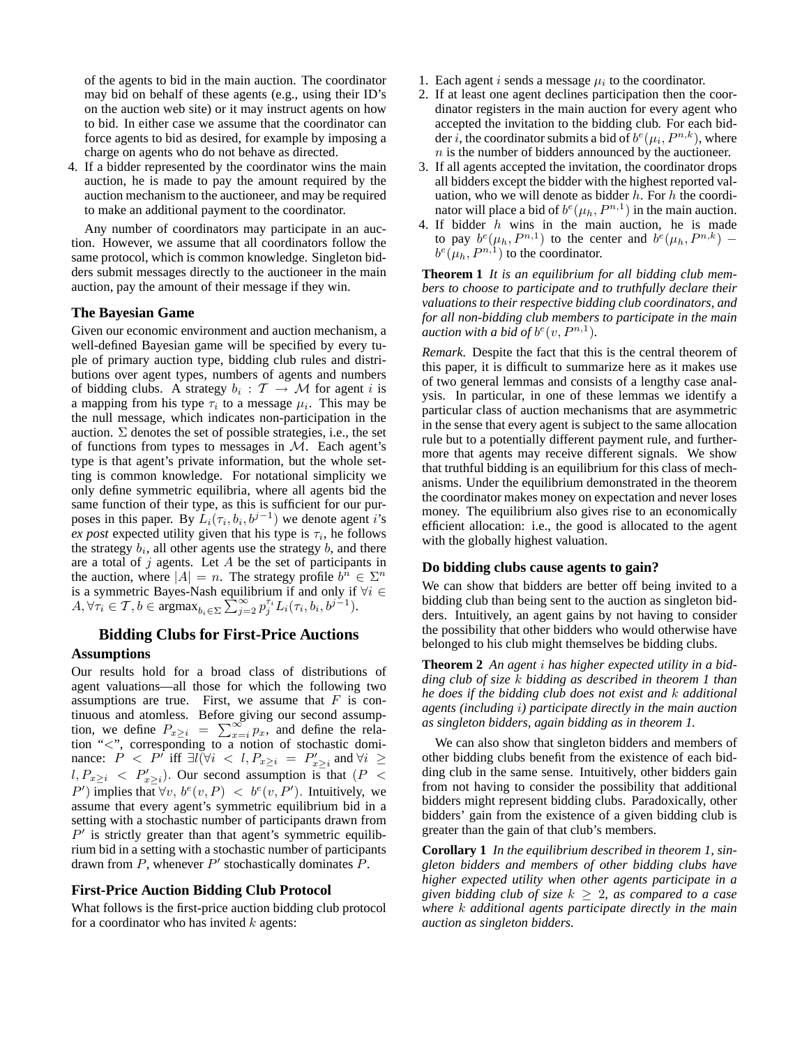of the agents to bid in the main auction. The coordinator may bid on behalf of these agents (e.g., using their ID's on the auction web site) or it may instruct agents on how to bid. In either case we assume that the coordinator can force agents to bid as desired, for example by imposing a charge on agents who do not behave as directed.

4. If a bidder represented by the coordinator wins the main auction, he is made to pay the amount required by the auction mechanism to the auctioneer, and may be required to make an additional payment to the coordinator.

Any number of coordinators may participate in an auction. However, we assume that all coordinators follow the same protocol, which is common knowledge. Singleton bidders submit messages directly to the auctioneer in the main auction, pay the amount of their message if they win.

### The Bayesian Game

Given our economic environment and auction mechanism, a well-defined Bayesian game will be specified by every tuple of primary auction type, bidding club rules and distributions over agent types, numbers of agents and numbers of bidding clubs. A strategy $b_i : \mathcal{T} \rightarrow \mathcal{M}$ for agent $i$ is a mapping from his type $\tau_i$ to a message $\mu_i$. This may be the null message, which indicates non-participation in the auction. $\Sigma$ denotes the set of possible strategies, i.e., the set of functions from types to messages in $\mathcal{M}$. Each agent's type is that agent's private information, but the whole setting is common knowledge. For notational simplicity we only define symmetric equilibria, where all agents bid the same function of their type, as this is sufficient for our purposes in this paper. By $L_i(\tau_i, b_i, b^{j-1})$ we denote agent $i$'s *ex post* expected utility given that his type is $\tau_i$, he follows the strategy $b_i$, all other agents use the strategy $b$, and there are a total of $j$ agents. Let $A$ be the set of participants in the auction, where $|A| = n$. The strategy profile $b^n \in \Sigma^n$ is a symmetric Bayes-Nash equilibrium if and only if $\forall i \in A, \forall \tau_i \in \mathcal{T}, b \in \text{argmax}_{b_i \in \Sigma} \sum_{j=2}^{\infty} p_j^{\tau_i} L_i(\tau_i, b_i, b^{j-1})$.

## Bidding Clubs for First-Price Auctions

### Assumptions

Our results hold for a broad class of distributions of agent valuations—all those for which the following two assumptions are true. First, we assume that $F$ is continuous and atomless. Before giving our second assumption, we define $P_{x \geq i} = \sum_{x=i}^{\infty} p_x$, and define the relation "$<$", corresponding to a notion of stochastic dominance: $P < P'$ iff $\exists l (\forall i < l, P_{x \geq i} = P'_{x \geq i}$ and $\forall i \geq l, P_{x \geq i} < P'_{x \geq i})$. Our second assumption is that $(P < P')$ implies that $\forall v,\ b^e(v, P) < b^e(v, P')$. Intuitively, we assume that every agent's symmetric equilibrium bid in a setting with a stochastic number of participants drawn from $P'$ is strictly greater than that agent's symmetric equilibrium bid in a setting with a stochastic number of participants drawn from $P$, whenever $P'$ stochastically dominates $P$.

### First-Price Auction Bidding Club Protocol

What follows is the first-price auction bidding club protocol for a coordinator who has invited $k$ agents:

1. Each agent $i$ sends a message $\mu_i$ to the coordinator.
2. If at least one agent declines participation then the coordinator registers in the main auction for every agent who accepted the invitation to the bidding club. For each bidder $i$, the coordinator submits a bid of $b^e(\mu_i, P^{n,k})$, where $n$ is the number of bidders announced by the auctioneer.
3. If all agents accepted the invitation, the coordinator drops all bidders except the bidder with the highest reported valuation, who we will denote as bidder $h$. For $h$ the coordinator will place a bid of $b^e(\mu_h, P^{n,1})$ in the main auction.
4. If bidder $h$ wins in the main auction, he is made to pay $b^e(\mu_h, P^{n,1})$ to the center and $b^e(\mu_h, P^{n,k}) - b^e(\mu_h, P^{n,1})$ to the coordinator.

**Theorem 1** *It is an equilibrium for all bidding club members to choose to participate and to truthfully declare their valuations to their respective bidding club coordinators, and for all non-bidding club members to participate in the main auction with a bid of $b^e(v, P^{n,1})$.*

*Remark.* Despite the fact that this is the central theorem of this paper, it is difficult to summarize here as it makes use of two general lemmas and consists of a lengthy case analysis. In particular, in one of these lemmas we identify a particular class of auction mechanisms that are asymmetric in the sense that every agent is subject to the same allocation rule but to a potentially different payment rule, and furthermore that agents may receive different signals. We show that truthful bidding is an equilibrium for this class of mechanisms. Under the equilibrium demonstrated in the theorem the coordinator makes money on expectation and never loses money. The equilibrium also gives rise to an economically efficient allocation: i.e., the good is allocated to the agent with the globally highest valuation.

### Do bidding clubs cause agents to gain?

We can show that bidders are better off being invited to a bidding club than being sent to the auction as singleton bidders. Intuitively, an agent gains by not having to consider the possibility that other bidders who would otherwise have belonged to his club might themselves be bidding clubs.

**Theorem 2** *An agent $i$ has higher expected utility in a bidding club of size $k$ bidding as described in theorem 1 than he does if the bidding club does not exist and $k$ additional agents (including $i$) participate directly in the main auction as singleton bidders, again bidding as in theorem 1.*

We can also show that singleton bidders and members of other bidding clubs benefit from the existence of each bidding club in the same sense. Intuitively, other bidders gain from not having to consider the possibility that additional bidders might represent bidding clubs. Paradoxically, other bidders' gain from the existence of a given bidding club is greater than the gain of that club's members.

**Corollary 1** *In the equilibrium described in theorem 1, singleton bidders and members of other bidding clubs have higher expected utility when other agents participate in a given bidding club of size $k \geq 2$, as compared to a case where $k$ additional agents participate directly in the main auction as singleton bidders.*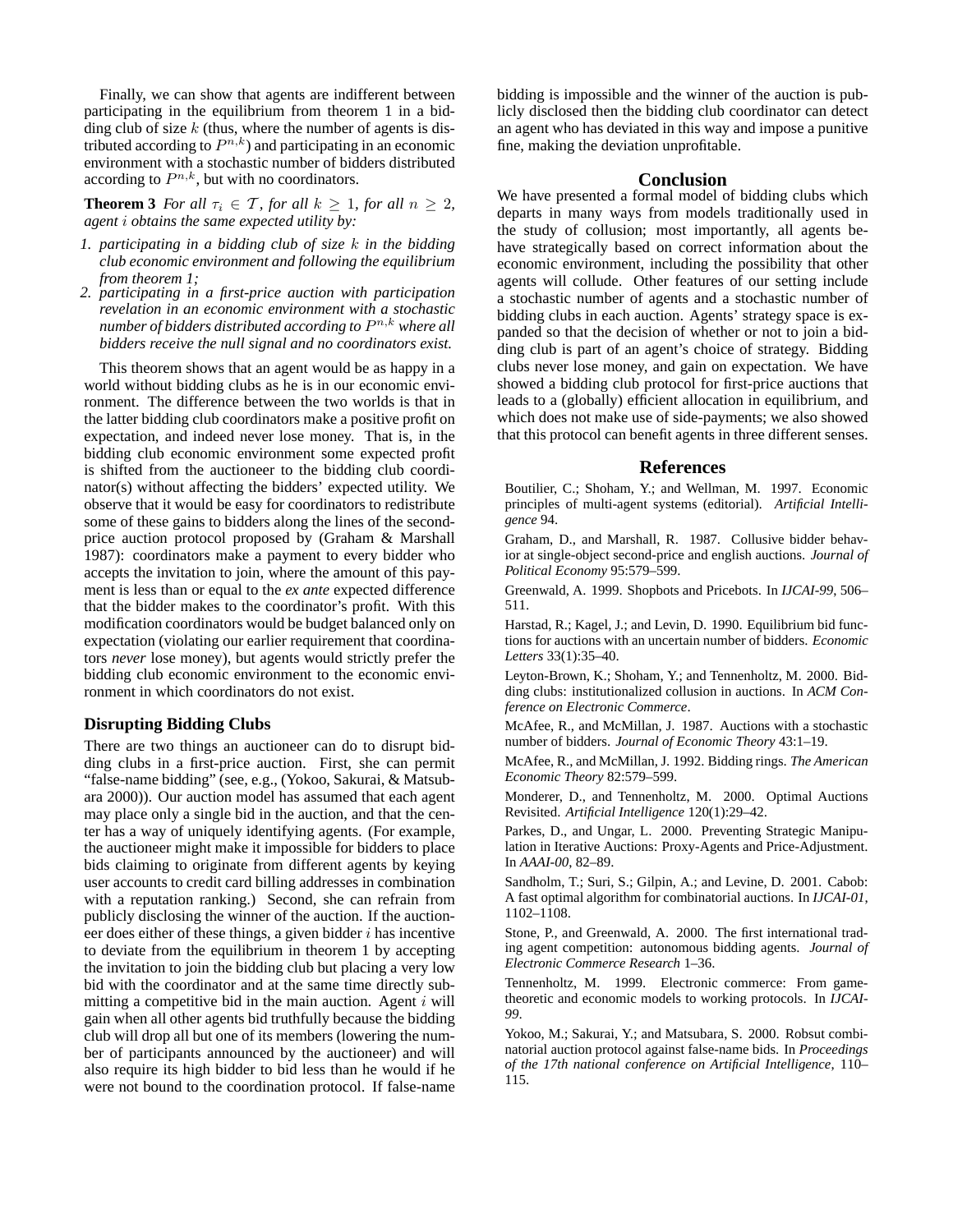Finally, we can show that agents are indifferent between participating in the equilibrium from theorem 1 in a bidding club of size $k$ (thus, where the number of agents is distributed according to $P^{n,k}$) and participating in an economic environment with a stochastic number of bidders distributed according to $P^{n,k}$, but with no coordinators.

**Theorem 3** *For all $\tau_i \in \mathcal{T}$, for all $k \geq 1$, for all $n \geq 2$, agent $i$ obtains the same expected utility by:*

1. *participating in a bidding club of size $k$ in the bidding club economic environment and following the equilibrium from theorem 1;*
2. *participating in a first-price auction with participation revelation in an economic environment with a stochastic number of bidders distributed according to $P^{n,k}$ where all bidders receive the null signal and no coordinators exist.*

This theorem shows that an agent would be as happy in a world without bidding clubs as he is in our economic environment. The difference between the two worlds is that in the latter bidding club coordinators make a positive profit on expectation, and indeed never lose money. That is, in the bidding club economic environment some expected profit is shifted from the auctioneer to the bidding club coordinator(s) without affecting the bidders' expected utility. We observe that it would be easy for coordinators to redistribute some of these gains to bidders along the lines of the second-price auction protocol proposed by (Graham & Marshall 1987): coordinators make a payment to every bidder who accepts the invitation to join, where the amount of this payment is less than or equal to the *ex ante* expected difference that the bidder makes to the coordinator's profit. With this modification coordinators would be budget balanced only on expectation (violating our earlier requirement that coordinators *never* lose money), but agents would strictly prefer the bidding club economic environment to the economic environment in which coordinators do not exist.

## Disrupting Bidding Clubs

There are two things an auctioneer can do to disrupt bidding clubs in a first-price auction. First, she can permit "false-name bidding" (see, e.g., (Yokoo, Sakurai, & Matsubara 2000)). Our auction model has assumed that each agent may place only a single bid in the auction, and that the center has a way of uniquely identifying agents. (For example, the auctioneer might make it impossible for bidders to place bids claiming to originate from different agents by keying user accounts to credit card billing addresses in combination with a reputation ranking.) Second, she can refrain from publicly disclosing the winner of the auction. If the auctioneer does either of these things, a given bidder $i$ has incentive to deviate from the equilibrium in theorem 1 by accepting the invitation to join the bidding club but placing a very low bid with the coordinator and at the same time directly submitting a competitive bid in the main auction. Agent $i$ will gain when all other agents bid truthfully because the bidding club will drop all but one of its members (lowering the number of participants announced by the auctioneer) and will also require its high bidder to bid less than he would if he were not bound to the coordination protocol. If false-name bidding is impossible and the winner of the auction is publicly disclosed then the bidding club coordinator can detect an agent who has deviated in this way and impose a punitive fine, making the deviation unprofitable.

## Conclusion

We have presented a formal model of bidding clubs which departs in many ways from models traditionally used in the study of collusion; most importantly, all agents behave strategically based on correct information about the economic environment, including the possibility that other agents will collude. Other features of our setting include a stochastic number of agents and a stochastic number of bidding clubs in each auction. Agents' strategy space is expanded so that the decision of whether or not to join a bidding club is part of an agent's choice of strategy. Bidding clubs never lose money, and gain on expectation. We have showed a bidding club protocol for first-price auctions that leads to a (globally) efficient allocation in equilibrium, and which does not make use of side-payments; we also showed that this protocol can benefit agents in three different senses.

## References

Boutilier, C.; Shoham, Y.; and Wellman, M. 1997. Economic principles of multi-agent systems (editorial). *Artificial Intelligence* 94.

Graham, D., and Marshall, R. 1987. Collusive bidder behavior at single-object second-price and english auctions. *Journal of Political Economy* 95:579–599.

Greenwald, A. 1999. Shopbots and Pricebots. In *IJCAI-99*, 506–511.

Harstad, R.; Kagel, J.; and Levin, D. 1990. Equilibrium bid functions for auctions with an uncertain number of bidders. *Economic Letters* 33(1):35–40.

Leyton-Brown, K.; Shoham, Y.; and Tennenholtz, M. 2000. Bidding clubs: institutionalized collusion in auctions. In *ACM Conference on Electronic Commerce*.

McAfee, R., and McMillan, J. 1987. Auctions with a stochastic number of bidders. *Journal of Economic Theory* 43:1–19.

McAfee, R., and McMillan, J. 1992. Bidding rings. *The American Economic Theory* 82:579–599.

Monderer, D., and Tennenholtz, M. 2000. Optimal Auctions Revisited. *Artificial Intelligence* 120(1):29–42.

Parkes, D., and Ungar, L. 2000. Preventing Strategic Manipulation in Iterative Auctions: Proxy-Agents and Price-Adjustment. In *AAAI-00*, 82–89.

Sandholm, T.; Suri, S.; Gilpin, A.; and Levine, D. 2001. Cabob: A fast optimal algorithm for combinatorial auctions. In *IJCAI-01*, 1102–1108.

Stone, P., and Greenwald, A. 2000. The first international trading agent competition: autonomous bidding agents. *Journal of Electronic Commerce Research* 1–36.

Tennenholtz, M. 1999. Electronic commerce: From game-theoretic and economic models to working protocols. In *IJCAI-99*.

Yokoo, M.; Sakurai, Y.; and Matsubara, S. 2000. Robsut combinatorial auction protocol against false-name bids. In *Proceedings of the 17th national conference on Artificial Intelligence*, 110–115.